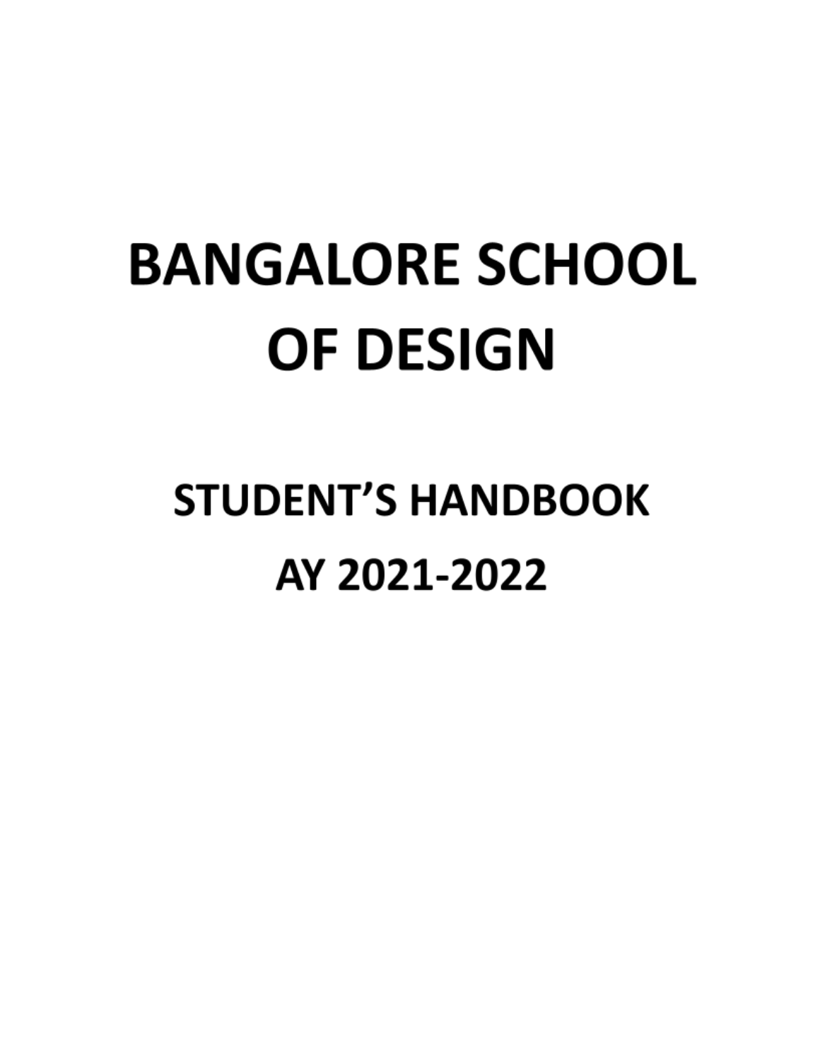# BANGALORE SCHOOL OF DESIGN

## STUDENT'S HANDBOOK

## AY 2021-2022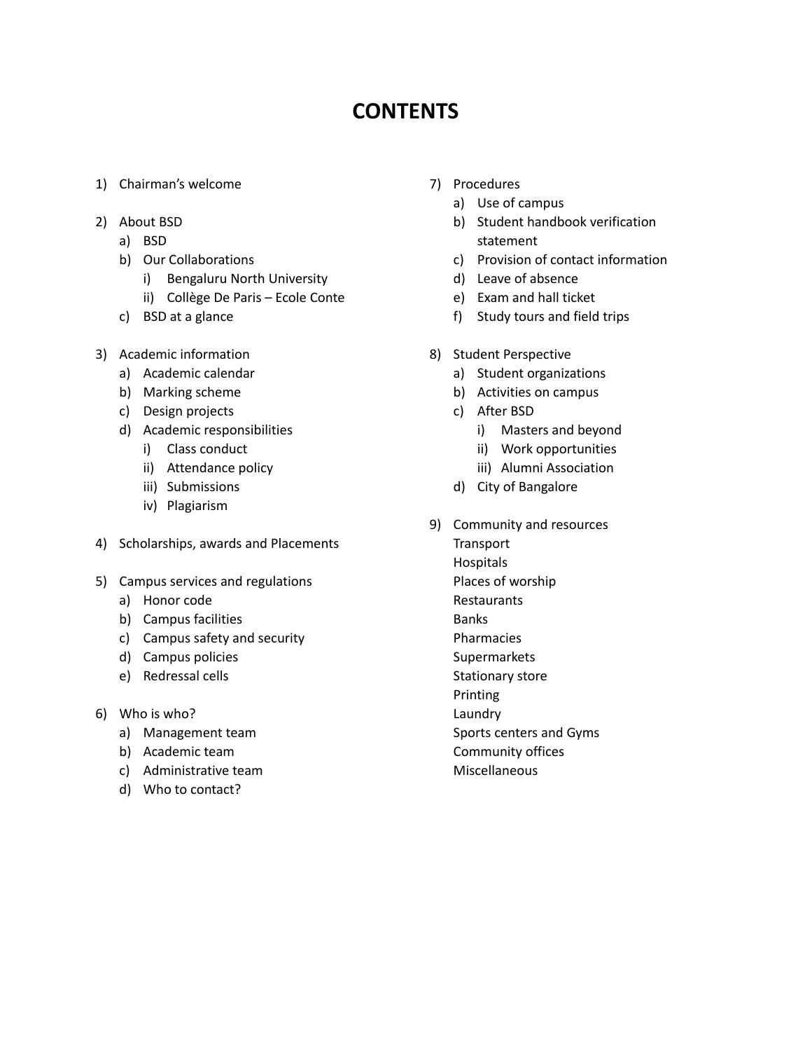# CONTENTS

1) Chairman's welcome

2) About BSD
    a) BSD
    b) Our Collaborations
        i) Bengaluru North University
        ii) Collège De Paris – Ecole Conte
    c) BSD at a glance

3) Academic information
    a) Academic calendar
    b) Marking scheme
    c) Design projects
    d) Academic responsibilities
        i) Class conduct
        ii) Attendance policy
        iii) Submissions
        iv) Plagiarism

4) Scholarships, awards and Placements

5) Campus services and regulations
    a) Honor code
    b) Campus facilities
    c) Campus safety and security
    d) Campus policies
    e) Redressal cells

6) Who is who?
    a) Management team
    b) Academic team
    c) Administrative team
    d) Who to contact?

7) Procedures
    a) Use of campus
    b) Student handbook verification statement
    c) Provision of contact information
    d) Leave of absence
    e) Exam and hall ticket
    f) Study tours and field trips

8) Student Perspective
    a) Student organizations
    b) Activities on campus
    c) After BSD
        i) Masters and beyond
        ii) Work opportunities
        iii) Alumni Association
    d) City of Bangalore

9) Community and resources
    Transport
    Hospitals
    Places of worship
    Restaurants
    Banks
    Pharmacies
    Supermarkets
    Stationary store
    Printing
    Laundry
    Sports centers and Gyms
    Community offices
    Miscellaneous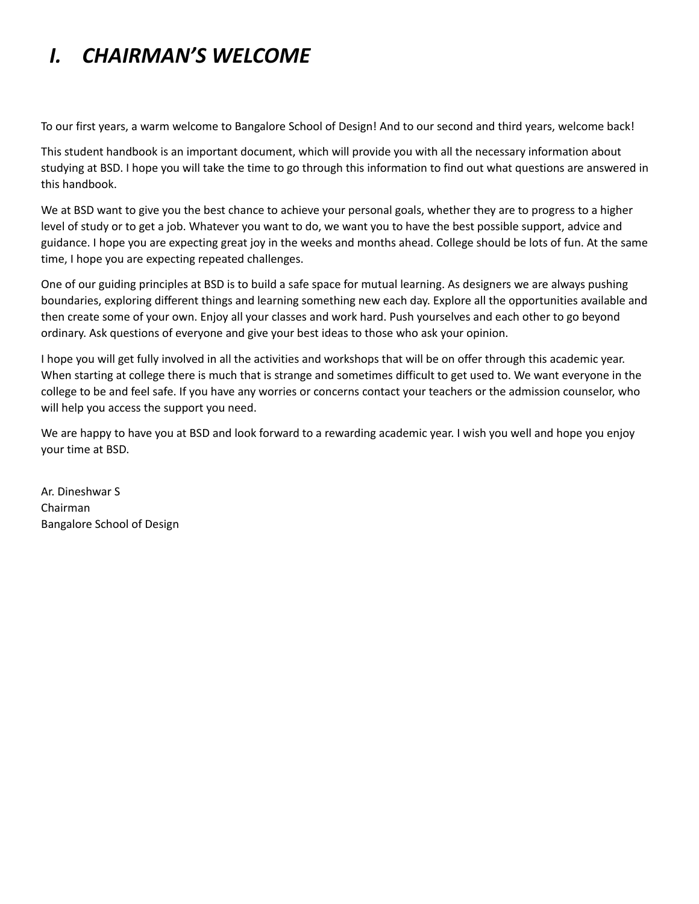# *I. CHAIRMAN'S WELCOME*

To our first years, a warm welcome to Bangalore School of Design! And to our second and third years, welcome back!

This student handbook is an important document, which will provide you with all the necessary information about studying at BSD. I hope you will take the time to go through this information to find out what questions are answered in this handbook.

We at BSD want to give you the best chance to achieve your personal goals, whether they are to progress to a higher level of study or to get a job. Whatever you want to do, we want you to have the best possible support, advice and guidance. I hope you are expecting great joy in the weeks and months ahead. College should be lots of fun. At the same time, I hope you are expecting repeated challenges.

One of our guiding principles at BSD is to build a safe space for mutual learning. As designers we are always pushing boundaries, exploring different things and learning something new each day. Explore all the opportunities available and then create some of your own. Enjoy all your classes and work hard. Push yourselves and each other to go beyond ordinary. Ask questions of everyone and give your best ideas to those who ask your opinion.

I hope you will get fully involved in all the activities and workshops that will be on offer through this academic year. When starting at college there is much that is strange and sometimes difficult to get used to. We want everyone in the college to be and feel safe. If you have any worries or concerns contact your teachers or the admission counselor, who will help you access the support you need.

We are happy to have you at BSD and look forward to a rewarding academic year. I wish you well and hope you enjoy your time at BSD.

Ar. Dineshwar S
Chairman
Bangalore School of Design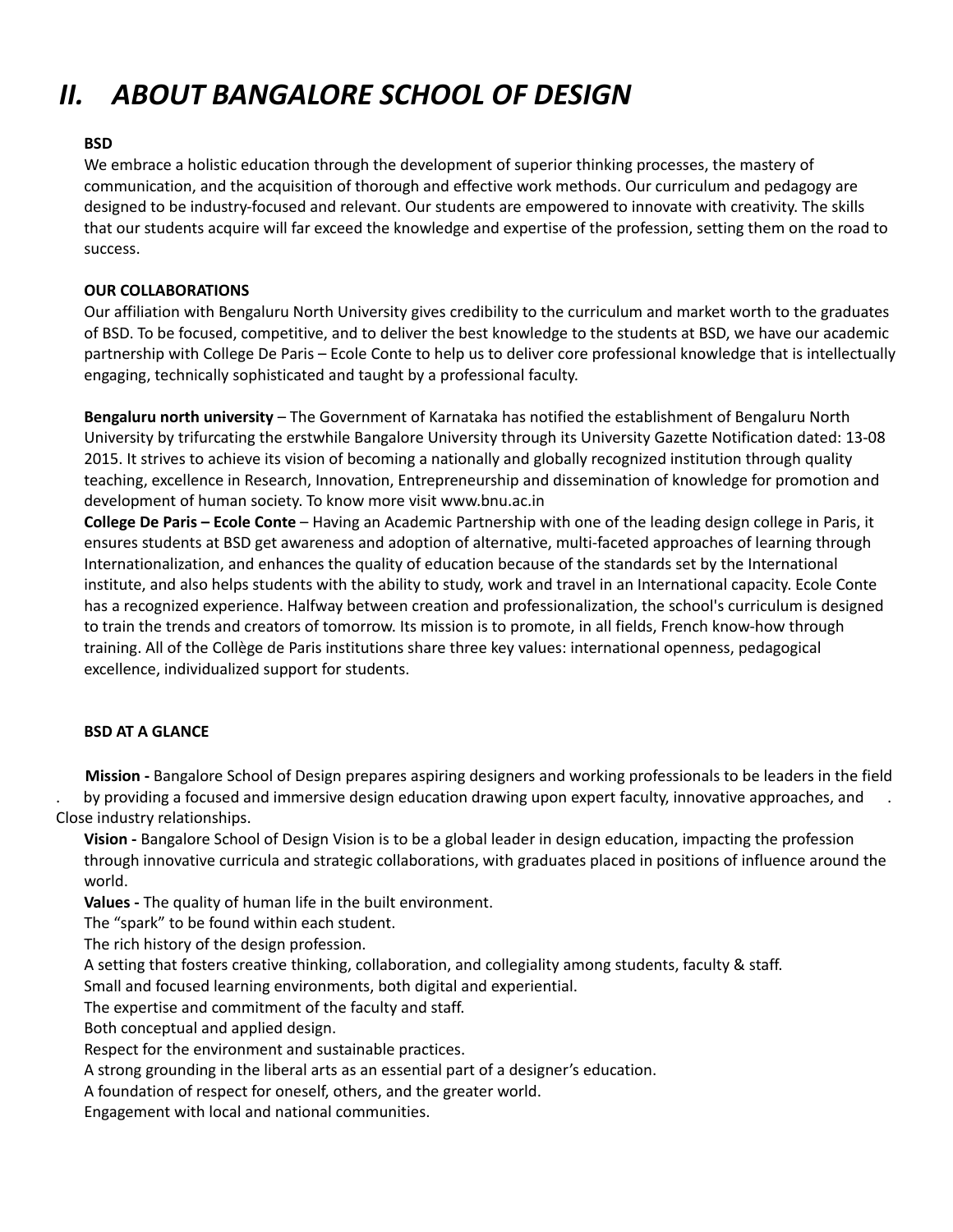# *II. ABOUT BANGALORE SCHOOL OF DESIGN*

**BSD**

We embrace a holistic education through the development of superior thinking processes, the mastery of communication, and the acquisition of thorough and effective work methods. Our curriculum and pedagogy are designed to be industry-focused and relevant. Our students are empowered to innovate with creativity. The skills that our students acquire will far exceed the knowledge and expertise of the profession, setting them on the road to success.

**OUR COLLABORATIONS**

Our affiliation with Bengaluru North University gives credibility to the curriculum and market worth to the graduates of BSD. To be focused, competitive, and to deliver the best knowledge to the students at BSD, we have our academic partnership with College De Paris – Ecole Conte to help us to deliver core professional knowledge that is intellectually engaging, technically sophisticated and taught by a professional faculty.

**Bengaluru north university** – The Government of Karnataka has notified the establishment of Bengaluru North University by trifurcating the erstwhile Bangalore University through its University Gazette Notification dated: 13-08 2015. It strives to achieve its vision of becoming a nationally and globally recognized institution through quality teaching, excellence in Research, Innovation, Entrepreneurship and dissemination of knowledge for promotion and development of human society. To know more visit www.bnu.ac.in

**College De Paris – Ecole Conte** – Having an Academic Partnership with one of the leading design college in Paris, it ensures students at BSD get awareness and adoption of alternative, multi-faceted approaches of learning through Internationalization, and enhances the quality of education because of the standards set by the International institute, and also helps students with the ability to study, work and travel in an International capacity. Ecole Conte has a recognized experience. Halfway between creation and professionalization, the school's curriculum is designed to train the trends and creators of tomorrow. Its mission is to promote, in all fields, French know-how through training. All of the Collège de Paris institutions share three key values: international openness, pedagogical excellence, individualized support for students.

**BSD AT A GLANCE**

**Mission -** Bangalore School of Design prepares aspiring designers and working professionals to be leaders in the field by providing a focused and immersive design education drawing upon expert faculty, innovative approaches, and Close industry relationships.

**Vision -** Bangalore School of Design Vision is to be a global leader in design education, impacting the profession through innovative curricula and strategic collaborations, with graduates placed in positions of influence around the world.

**Values -** The quality of human life in the built environment.
The "spark" to be found within each student.
The rich history of the design profession.
A setting that fosters creative thinking, collaboration, and collegiality among students, faculty & staff.
Small and focused learning environments, both digital and experiential.
The expertise and commitment of the faculty and staff.
Both conceptual and applied design.
Respect for the environment and sustainable practices.
A strong grounding in the liberal arts as an essential part of a designer's education.
A foundation of respect for oneself, others, and the greater world.
Engagement with local and national communities.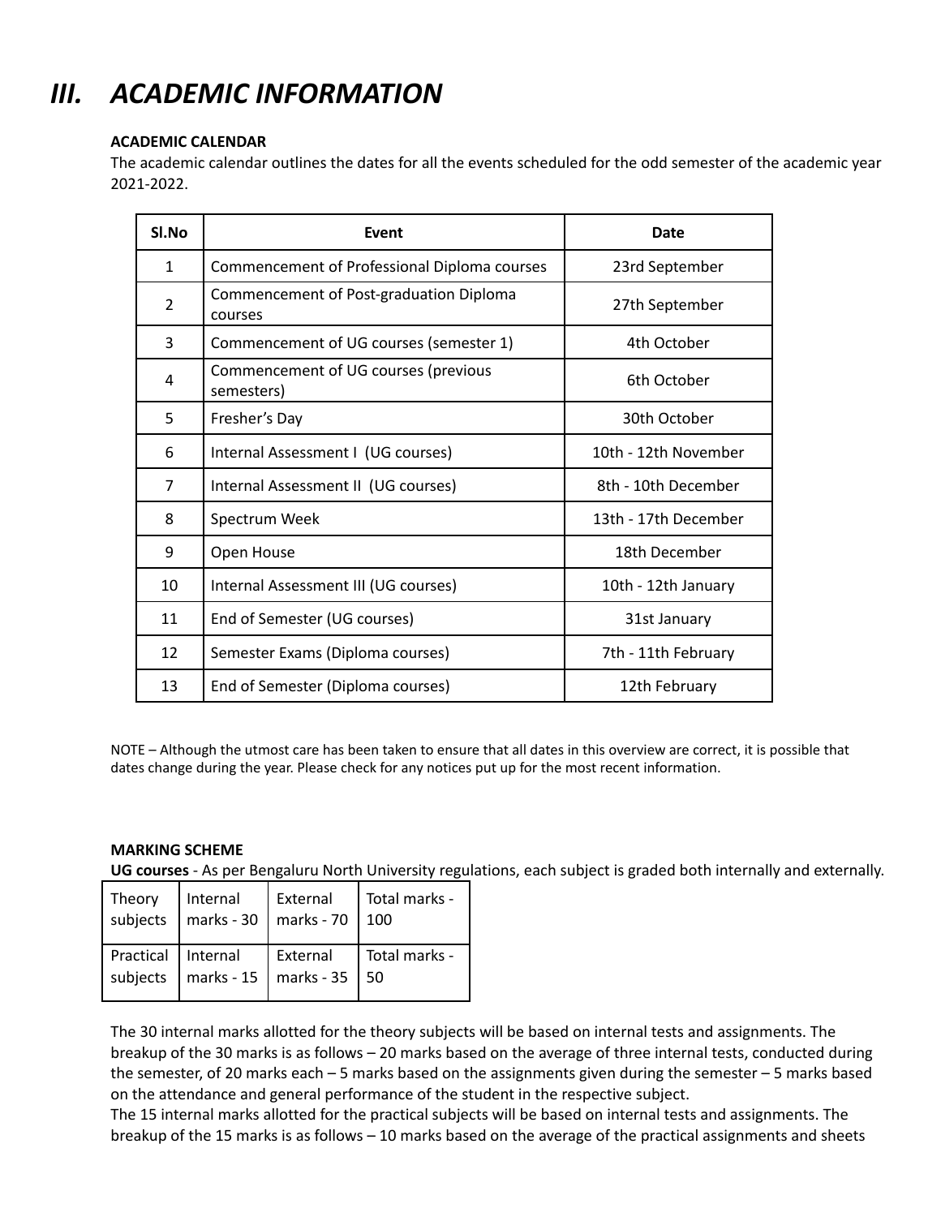# *III. ACADEMIC INFORMATION*

**ACADEMIC CALENDAR**

The academic calendar outlines the dates for all the events scheduled for the odd semester of the academic year 2021-2022.

| Sl.No | Event | Date |
|---|---|---|
| 1 | Commencement of Professional Diploma courses | 23rd September |
| 2 | Commencement of Post-graduation Diploma courses | 27th September |
| 3 | Commencement of UG courses (semester 1) | 4th October |
| 4 | Commencement of UG courses (previous semesters) | 6th October |
| 5 | Fresher's Day | 30th October |
| 6 | Internal Assessment I (UG courses) | 10th - 12th November |
| 7 | Internal Assessment II (UG courses) | 8th - 10th December |
| 8 | Spectrum Week | 13th - 17th December |
| 9 | Open House | 18th December |
| 10 | Internal Assessment III (UG courses) | 10th - 12th January |
| 11 | End of Semester (UG courses) | 31st January |
| 12 | Semester Exams (Diploma courses) | 7th - 11th February |
| 13 | End of Semester (Diploma courses) | 12th February |

NOTE – Although the utmost care has been taken to ensure that all dates in this overview are correct, it is possible that dates change during the year. Please check for any notices put up for the most recent information.

**MARKING SCHEME**

**UG courses** - As per Bengaluru North University regulations, each subject is graded both internally and externally.

| | | | |
|---|---|---|---|
| Theory subjects | Internal marks - 30 | External marks - 70 | Total marks - 100 |
| Practical subjects | Internal marks - 15 | External marks - 35 | Total marks - 50 |

The 30 internal marks allotted for the theory subjects will be based on internal tests and assignments. The breakup of the 30 marks is as follows – 20 marks based on the average of three internal tests, conducted during the semester, of 20 marks each – 5 marks based on the assignments given during the semester – 5 marks based on the attendance and general performance of the student in the respective subject.

The 15 internal marks allotted for the practical subjects will be based on internal tests and assignments. The breakup of the 15 marks is as follows – 10 marks based on the average of the practical assignments and sheets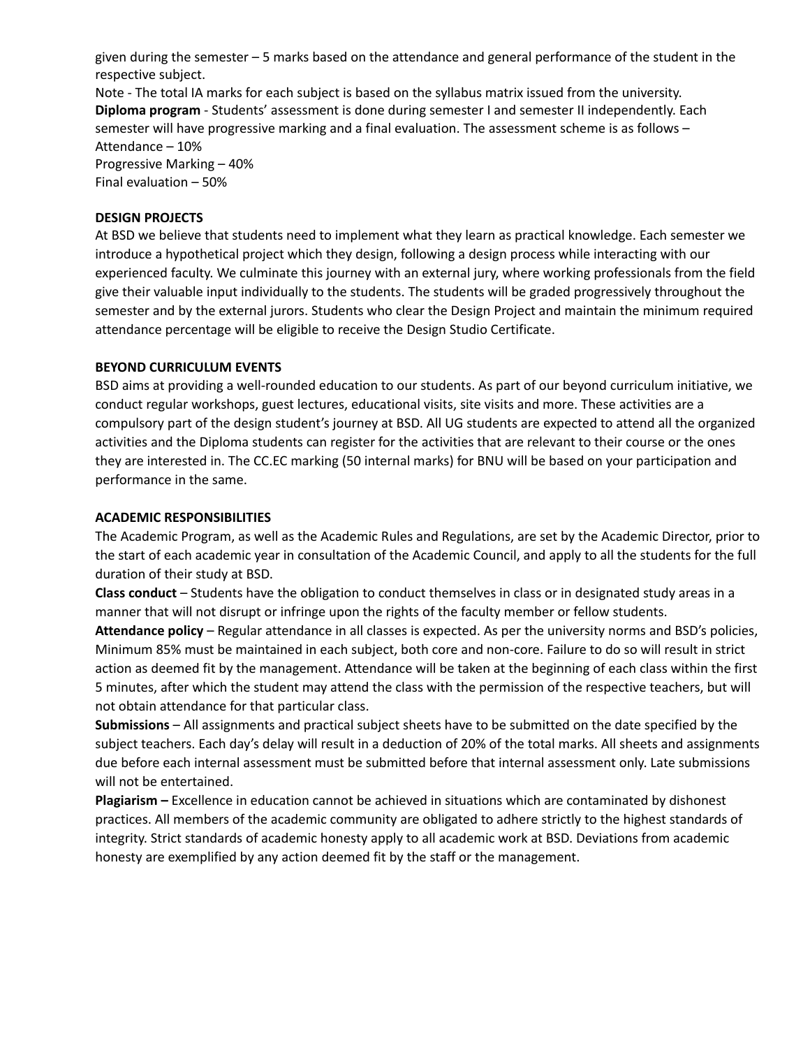given during the semester – 5 marks based on the attendance and general performance of the student in the respective subject.

Note - The total IA marks for each subject is based on the syllabus matrix issued from the university.

**Diploma program** - Students' assessment is done during semester I and semester II independently. Each semester will have progressive marking and a final evaluation. The assessment scheme is as follows –

Attendance – 10%

Progressive Marking – 40%

Final evaluation – 50%

**DESIGN PROJECTS**

At BSD we believe that students need to implement what they learn as practical knowledge. Each semester we introduce a hypothetical project which they design, following a design process while interacting with our experienced faculty. We culminate this journey with an external jury, where working professionals from the field give their valuable input individually to the students. The students will be graded progressively throughout the semester and by the external jurors. Students who clear the Design Project and maintain the minimum required attendance percentage will be eligible to receive the Design Studio Certificate.

**BEYOND CURRICULUM EVENTS**

BSD aims at providing a well-rounded education to our students. As part of our beyond curriculum initiative, we conduct regular workshops, guest lectures, educational visits, site visits and more. These activities are a compulsory part of the design student's journey at BSD. All UG students are expected to attend all the organized activities and the Diploma students can register for the activities that are relevant to their course or the ones they are interested in. The CC.EC marking (50 internal marks) for BNU will be based on your participation and performance in the same.

**ACADEMIC RESPONSIBILITIES**

The Academic Program, as well as the Academic Rules and Regulations, are set by the Academic Director, prior to the start of each academic year in consultation of the Academic Council, and apply to all the students for the full duration of their study at BSD.

**Class conduct** – Students have the obligation to conduct themselves in class or in designated study areas in a manner that will not disrupt or infringe upon the rights of the faculty member or fellow students.

**Attendance policy** – Regular attendance in all classes is expected. As per the university norms and BSD's policies, Minimum 85% must be maintained in each subject, both core and non-core. Failure to do so will result in strict action as deemed fit by the management. Attendance will be taken at the beginning of each class within the first 5 minutes, after which the student may attend the class with the permission of the respective teachers, but will not obtain attendance for that particular class.

**Submissions** – All assignments and practical subject sheets have to be submitted on the date specified by the subject teachers. Each day's delay will result in a deduction of 20% of the total marks. All sheets and assignments due before each internal assessment must be submitted before that internal assessment only. Late submissions will not be entertained.

**Plagiarism –** Excellence in education cannot be achieved in situations which are contaminated by dishonest practices. All members of the academic community are obligated to adhere strictly to the highest standards of integrity. Strict standards of academic honesty apply to all academic work at BSD. Deviations from academic honesty are exemplified by any action deemed fit by the staff or the management.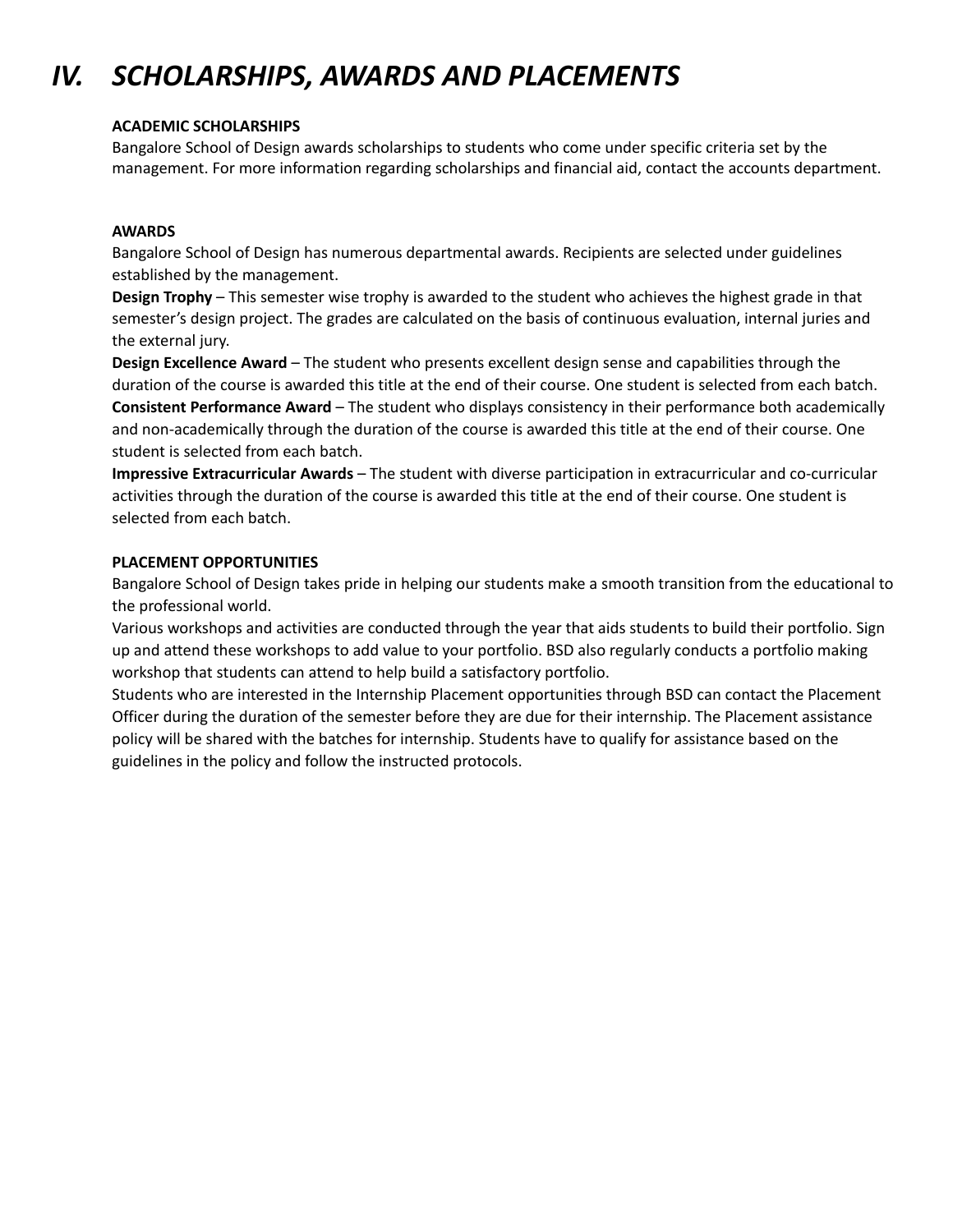# *IV. SCHOLARSHIPS, AWARDS AND PLACEMENTS*

**ACADEMIC SCHOLARSHIPS**

Bangalore School of Design awards scholarships to students who come under specific criteria set by the management. For more information regarding scholarships and financial aid, contact the accounts department.

**AWARDS**

Bangalore School of Design has numerous departmental awards. Recipients are selected under guidelines established by the management.

**Design Trophy** – This semester wise trophy is awarded to the student who achieves the highest grade in that semester's design project. The grades are calculated on the basis of continuous evaluation, internal juries and the external jury.

**Design Excellence Award** – The student who presents excellent design sense and capabilities through the duration of the course is awarded this title at the end of their course. One student is selected from each batch.

**Consistent Performance Award** – The student who displays consistency in their performance both academically and non-academically through the duration of the course is awarded this title at the end of their course. One student is selected from each batch.

**Impressive Extracurricular Awards** – The student with diverse participation in extracurricular and co-curricular activities through the duration of the course is awarded this title at the end of their course. One student is selected from each batch.

**PLACEMENT OPPORTUNITIES**

Bangalore School of Design takes pride in helping our students make a smooth transition from the educational to the professional world.

Various workshops and activities are conducted through the year that aids students to build their portfolio. Sign up and attend these workshops to add value to your portfolio. BSD also regularly conducts a portfolio making workshop that students can attend to help build a satisfactory portfolio.

Students who are interested in the Internship Placement opportunities through BSD can contact the Placement Officer during the duration of the semester before they are due for their internship. The Placement assistance policy will be shared with the batches for internship. Students have to qualify for assistance based on the guidelines in the policy and follow the instructed protocols.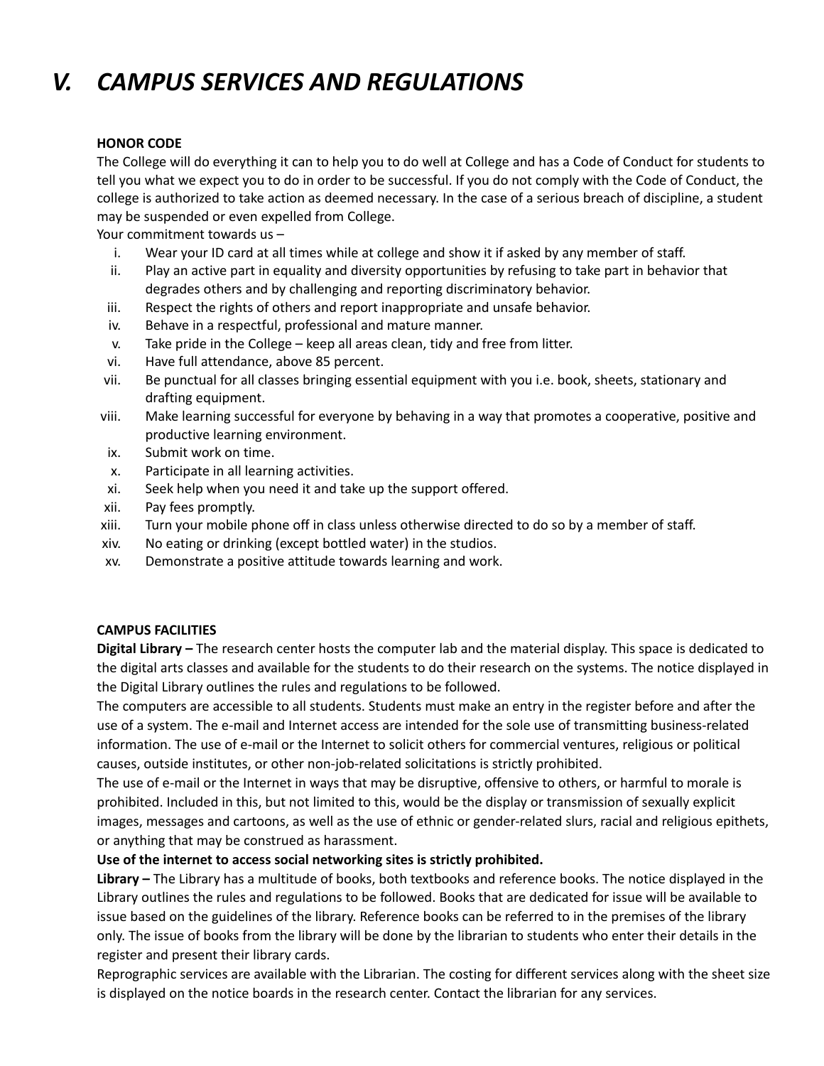# V. *CAMPUS SERVICES AND REGULATIONS*

**HONOR CODE**

The College will do everything it can to help you to do well at College and has a Code of Conduct for students to tell you what we expect you to do in order to be successful. If you do not comply with the Code of Conduct, the college is authorized to take action as deemed necessary. In the case of a serious breach of discipline, a student may be suspended or even expelled from College.

Your commitment towards us –

i. Wear your ID card at all times while at college and show it if asked by any member of staff.
ii. Play an active part in equality and diversity opportunities by refusing to take part in behavior that degrades others and by challenging and reporting discriminatory behavior.
iii. Respect the rights of others and report inappropriate and unsafe behavior.
iv. Behave in a respectful, professional and mature manner.
v. Take pride in the College – keep all areas clean, tidy and free from litter.
vi. Have full attendance, above 85 percent.
vii. Be punctual for all classes bringing essential equipment with you i.e. book, sheets, stationary and drafting equipment.
viii. Make learning successful for everyone by behaving in a way that promotes a cooperative, positive and productive learning environment.
ix. Submit work on time.
x. Participate in all learning activities.
xi. Seek help when you need it and take up the support offered.
xii. Pay fees promptly.
xiii. Turn your mobile phone off in class unless otherwise directed to do so by a member of staff.
xiv. No eating or drinking (except bottled water) in the studios.
xv. Demonstrate a positive attitude towards learning and work.

**CAMPUS FACILITIES**

**Digital Library –** The research center hosts the computer lab and the material display. This space is dedicated to the digital arts classes and available for the students to do their research on the systems. The notice displayed in the Digital Library outlines the rules and regulations to be followed.

The computers are accessible to all students. Students must make an entry in the register before and after the use of a system. The e-mail and Internet access are intended for the sole use of transmitting business-related information. The use of e-mail or the Internet to solicit others for commercial ventures, religious or political causes, outside institutes, or other non-job-related solicitations is strictly prohibited.

The use of e-mail or the Internet in ways that may be disruptive, offensive to others, or harmful to morale is prohibited. Included in this, but not limited to this, would be the display or transmission of sexually explicit images, messages and cartoons, as well as the use of ethnic or gender-related slurs, racial and religious epithets, or anything that may be construed as harassment.

**Use of the internet to access social networking sites is strictly prohibited.**

**Library –** The Library has a multitude of books, both textbooks and reference books. The notice displayed in the Library outlines the rules and regulations to be followed. Books that are dedicated for issue will be available to issue based on the guidelines of the library. Reference books can be referred to in the premises of the library only. The issue of books from the library will be done by the librarian to students who enter their details in the register and present their library cards.

Reprographic services are available with the Librarian. The costing for different services along with the sheet size is displayed on the notice boards in the research center. Contact the librarian for any services.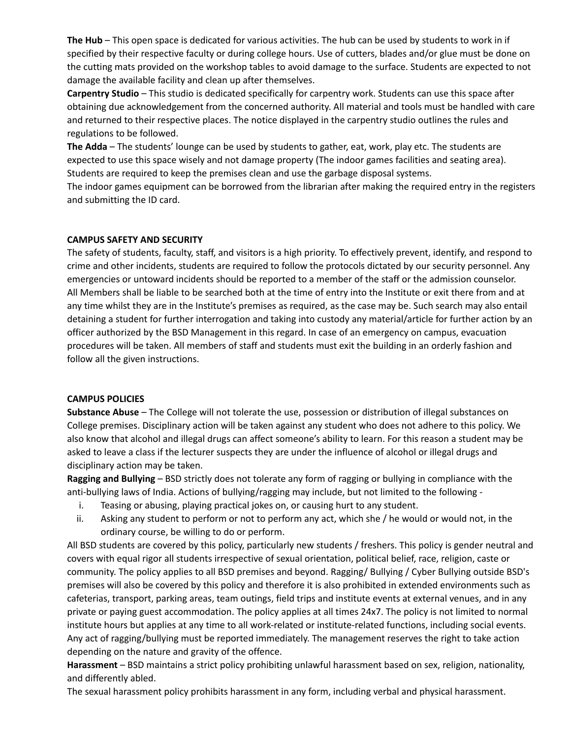**The Hub** – This open space is dedicated for various activities. The hub can be used by students to work in if specified by their respective faculty or during college hours. Use of cutters, blades and/or glue must be done on the cutting mats provided on the workshop tables to avoid damage to the surface. Students are expected to not damage the available facility and clean up after themselves.

**Carpentry Studio** – This studio is dedicated specifically for carpentry work. Students can use this space after obtaining due acknowledgement from the concerned authority. All material and tools must be handled with care and returned to their respective places. The notice displayed in the carpentry studio outlines the rules and regulations to be followed.

**The Adda** – The students' lounge can be used by students to gather, eat, work, play etc. The students are expected to use this space wisely and not damage property (The indoor games facilities and seating area). Students are required to keep the premises clean and use the garbage disposal systems.

The indoor games equipment can be borrowed from the librarian after making the required entry in the registers and submitting the ID card.

## CAMPUS SAFETY AND SECURITY

The safety of students, faculty, staff, and visitors is a high priority. To effectively prevent, identify, and respond to crime and other incidents, students are required to follow the protocols dictated by our security personnel. Any emergencies or untoward incidents should be reported to a member of the staff or the admission counselor.

All Members shall be liable to be searched both at the time of entry into the Institute or exit there from and at any time whilst they are in the Institute's premises as required, as the case may be. Such search may also entail detaining a student for further interrogation and taking into custody any material/article for further action by an officer authorized by the BSD Management in this regard. In case of an emergency on campus, evacuation procedures will be taken. All members of staff and students must exit the building in an orderly fashion and follow all the given instructions.

## CAMPUS POLICIES

**Substance Abuse** – The College will not tolerate the use, possession or distribution of illegal substances on College premises. Disciplinary action will be taken against any student who does not adhere to this policy. We also know that alcohol and illegal drugs can affect someone's ability to learn. For this reason a student may be asked to leave a class if the lecturer suspects they are under the influence of alcohol or illegal drugs and disciplinary action may be taken.

**Ragging and Bullying** – BSD strictly does not tolerate any form of ragging or bullying in compliance with the anti-bullying laws of India. Actions of bullying/ragging may include, but not limited to the following -

i. Teasing or abusing, playing practical jokes on, or causing hurt to any student.
ii. Asking any student to perform or not to perform any act, which she / he would or would not, in the ordinary course, be willing to do or perform.

All BSD students are covered by this policy, particularly new students / freshers. This policy is gender neutral and covers with equal rigor all students irrespective of sexual orientation, political belief, race, religion, caste or community. The policy applies to all BSD premises and beyond. Ragging/ Bullying / Cyber Bullying outside BSD's premises will also be covered by this policy and therefore it is also prohibited in extended environments such as cafeterias, transport, parking areas, team outings, field trips and institute events at external venues, and in any private or paying guest accommodation. The policy applies at all times 24x7. The policy is not limited to normal institute hours but applies at any time to all work-related or institute-related functions, including social events. Any act of ragging/bullying must be reported immediately. The management reserves the right to take action depending on the nature and gravity of the offence.

**Harassment** – BSD maintains a strict policy prohibiting unlawful harassment based on sex, religion, nationality, and differently abled.

The sexual harassment policy prohibits harassment in any form, including verbal and physical harassment.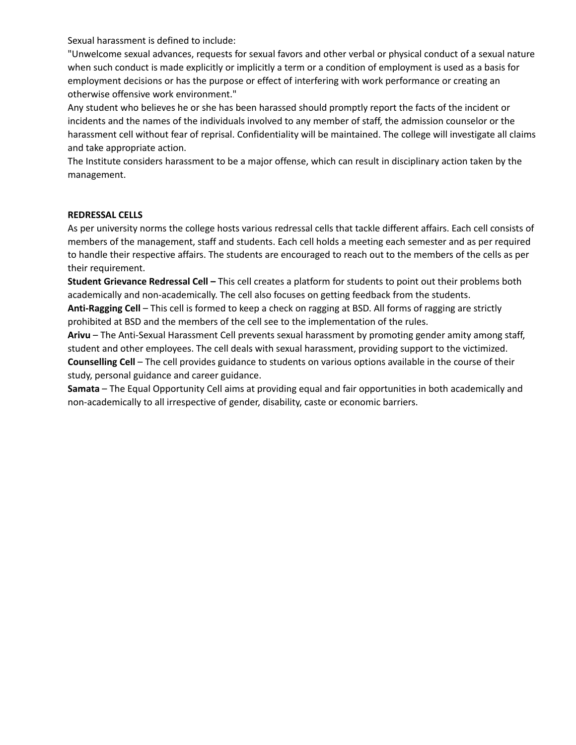Sexual harassment is defined to include:

"Unwelcome sexual advances, requests for sexual favors and other verbal or physical conduct of a sexual nature when such conduct is made explicitly or implicitly a term or a condition of employment is used as a basis for employment decisions or has the purpose or effect of interfering with work performance or creating an otherwise offensive work environment."

Any student who believes he or she has been harassed should promptly report the facts of the incident or incidents and the names of the individuals involved to any member of staff, the admission counselor or the harassment cell without fear of reprisal. Confidentiality will be maintained. The college will investigate all claims and take appropriate action.

The Institute considers harassment to be a major offense, which can result in disciplinary action taken by the management.

**REDRESSAL CELLS**

As per university norms the college hosts various redressal cells that tackle different affairs. Each cell consists of members of the management, staff and students. Each cell holds a meeting each semester and as per required to handle their respective affairs. The students are encouraged to reach out to the members of the cells as per their requirement.

**Student Grievance Redressal Cell –** This cell creates a platform for students to point out their problems both academically and non-academically. The cell also focuses on getting feedback from the students.

**Anti-Ragging Cell** – This cell is formed to keep a check on ragging at BSD. All forms of ragging are strictly prohibited at BSD and the members of the cell see to the implementation of the rules.

**Arivu** – The Anti-Sexual Harassment Cell prevents sexual harassment by promoting gender amity among staff, student and other employees. The cell deals with sexual harassment, providing support to the victimized.

**Counselling Cell** – The cell provides guidance to students on various options available in the course of their study, personal guidance and career guidance.

**Samata** – The Equal Opportunity Cell aims at providing equal and fair opportunities in both academically and non-academically to all irrespective of gender, disability, caste or economic barriers.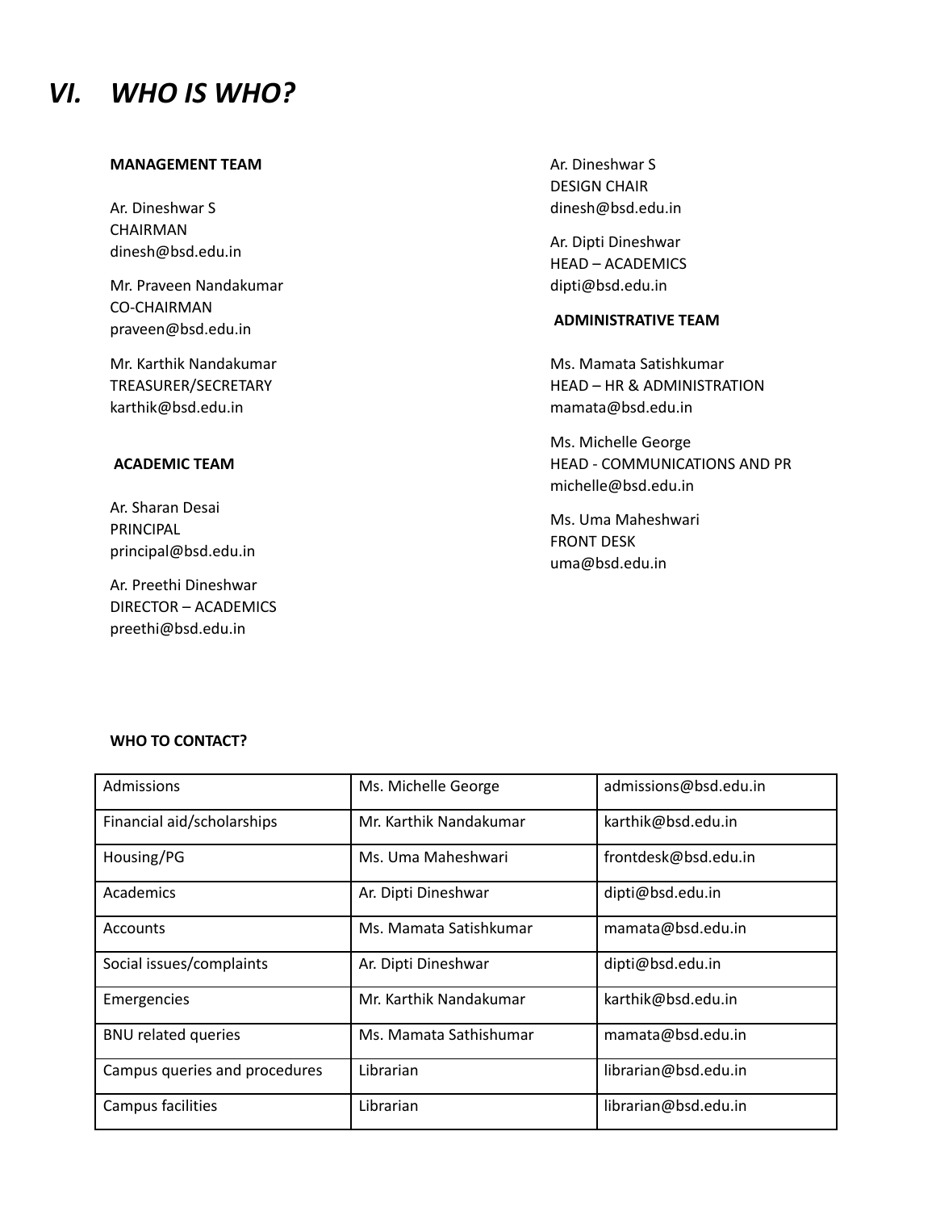# *VI. WHO IS WHO?*

**MANAGEMENT TEAM**

Ar. Dineshwar S
CHAIRMAN
dinesh@bsd.edu.in

Mr. Praveen Nandakumar
CO-CHAIRMAN
praveen@bsd.edu.in

Mr. Karthik Nandakumar
TREASURER/SECRETARY
karthik@bsd.edu.in

**ACADEMIC TEAM**

Ar. Sharan Desai
PRINCIPAL
principal@bsd.edu.in

Ar. Preethi Dineshwar
DIRECTOR – ACADEMICS
preethi@bsd.edu.in

Ar. Dineshwar S
DESIGN CHAIR
dinesh@bsd.edu.in

Ar. Dipti Dineshwar
HEAD – ACADEMICS
dipti@bsd.edu.in

**ADMINISTRATIVE TEAM**

Ms. Mamata Satishkumar
HEAD – HR & ADMINISTRATION
mamata@bsd.edu.in

Ms. Michelle George
HEAD - COMMUNICATIONS AND PR
michelle@bsd.edu.in

Ms. Uma Maheshwari
FRONT DESK
uma@bsd.edu.in

**WHO TO CONTACT?**

| | | |
|---|---|---|
| Admissions | Ms. Michelle George | admissions@bsd.edu.in |
| Financial aid/scholarships | Mr. Karthik Nandakumar | karthik@bsd.edu.in |
| Housing/PG | Ms. Uma Maheshwari | frontdesk@bsd.edu.in |
| Academics | Ar. Dipti Dineshwar | dipti@bsd.edu.in |
| Accounts | Ms. Mamata Satishkumar | mamata@bsd.edu.in |
| Social issues/complaints | Ar. Dipti Dineshwar | dipti@bsd.edu.in |
| Emergencies | Mr. Karthik Nandakumar | karthik@bsd.edu.in |
| BNU related queries | Ms. Mamata Sathishumar | mamata@bsd.edu.in |
| Campus queries and procedures | Librarian | librarian@bsd.edu.in |
| Campus facilities | Librarian | librarian@bsd.edu.in |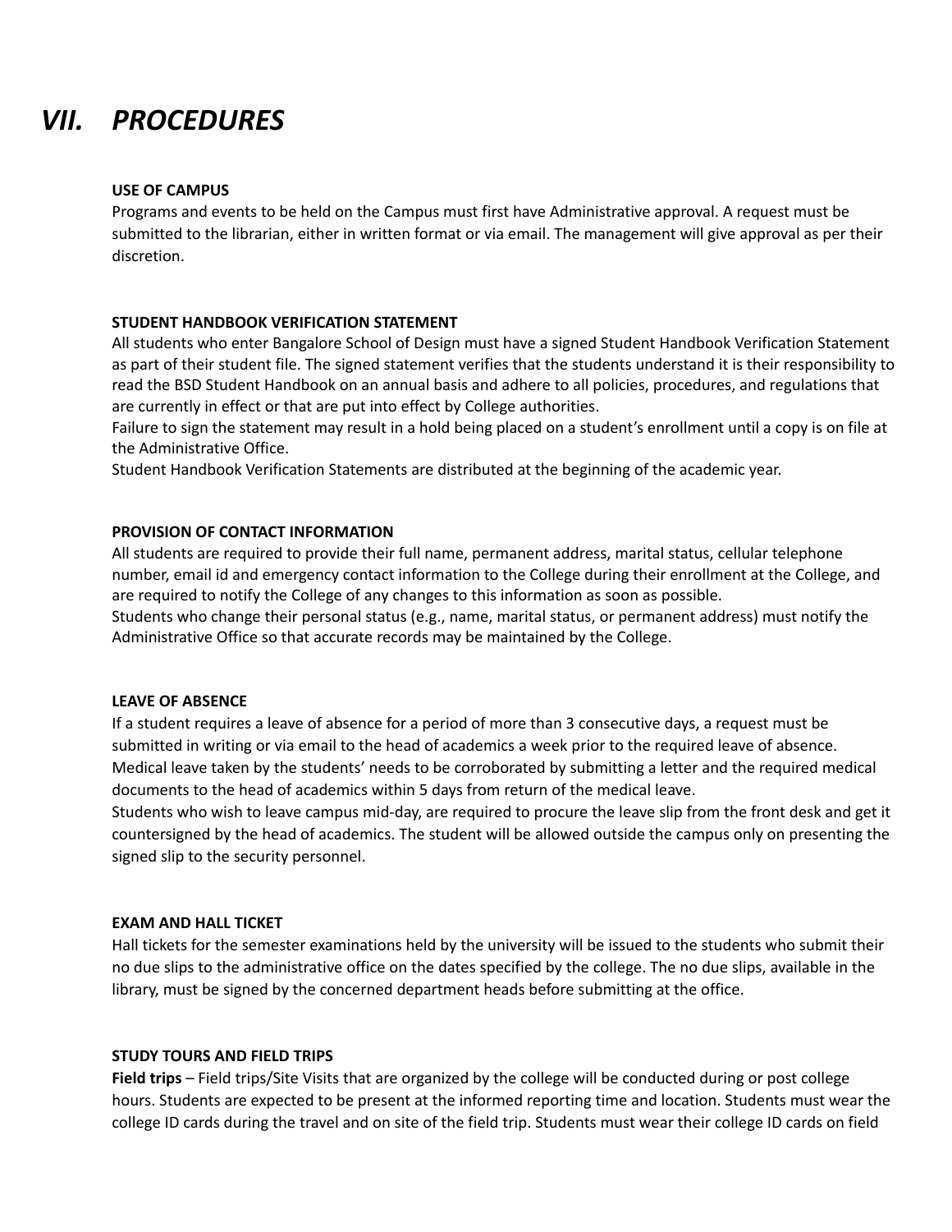# *VII. PROCEDURES*

**USE OF CAMPUS**

Programs and events to be held on the Campus must first have Administrative approval. A request must be submitted to the librarian, either in written format or via email. The management will give approval as per their discretion.

**STUDENT HANDBOOK VERIFICATION STATEMENT**

All students who enter Bangalore School of Design must have a signed Student Handbook Verification Statement as part of their student file. The signed statement verifies that the students understand it is their responsibility to read the BSD Student Handbook on an annual basis and adhere to all policies, procedures, and regulations that are currently in effect or that are put into effect by College authorities.

Failure to sign the statement may result in a hold being placed on a student's enrollment until a copy is on file at the Administrative Office.

Student Handbook Verification Statements are distributed at the beginning of the academic year.

**PROVISION OF CONTACT INFORMATION**

All students are required to provide their full name, permanent address, marital status, cellular telephone number, email id and emergency contact information to the College during their enrollment at the College, and are required to notify the College of any changes to this information as soon as possible.

Students who change their personal status (e.g., name, marital status, or permanent address) must notify the Administrative Office so that accurate records may be maintained by the College.

**LEAVE OF ABSENCE**

If a student requires a leave of absence for a period of more than 3 consecutive days, a request must be submitted in writing or via email to the head of academics a week prior to the required leave of absence. Medical leave taken by the students' needs to be corroborated by submitting a letter and the required medical documents to the head of academics within 5 days from return of the medical leave.

Students who wish to leave campus mid-day, are required to procure the leave slip from the front desk and get it countersigned by the head of academics. The student will be allowed outside the campus only on presenting the signed slip to the security personnel.

**EXAM AND HALL TICKET**

Hall tickets for the semester examinations held by the university will be issued to the students who submit their no due slips to the administrative office on the dates specified by the college. The no due slips, available in the library, must be signed by the concerned department heads before submitting at the office.

**STUDY TOURS AND FIELD TRIPS**

**Field trips** – Field trips/Site Visits that are organized by the college will be conducted during or post college hours. Students are expected to be present at the informed reporting time and location. Students must wear the college ID cards during the travel and on site of the field trip. Students must wear their college ID cards on field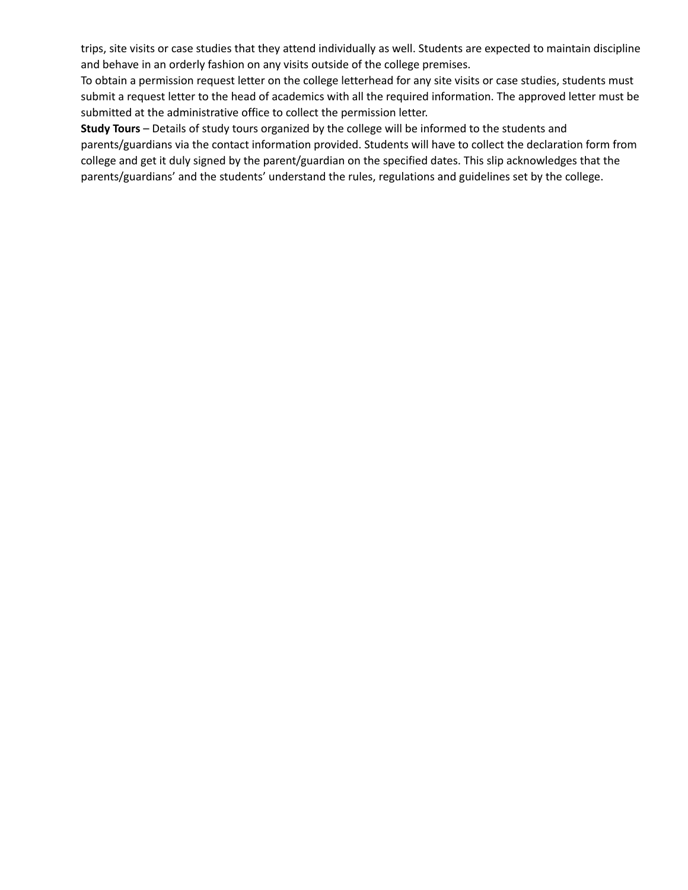trips, site visits or case studies that they attend individually as well. Students are expected to maintain discipline and behave in an orderly fashion on any visits outside of the college premises.

To obtain a permission request letter on the college letterhead for any site visits or case studies, students must submit a request letter to the head of academics with all the required information. The approved letter must be submitted at the administrative office to collect the permission letter.

**Study Tours** – Details of study tours organized by the college will be informed to the students and parents/guardians via the contact information provided. Students will have to collect the declaration form from college and get it duly signed by the parent/guardian on the specified dates. This slip acknowledges that the parents/guardians' and the students' understand the rules, regulations and guidelines set by the college.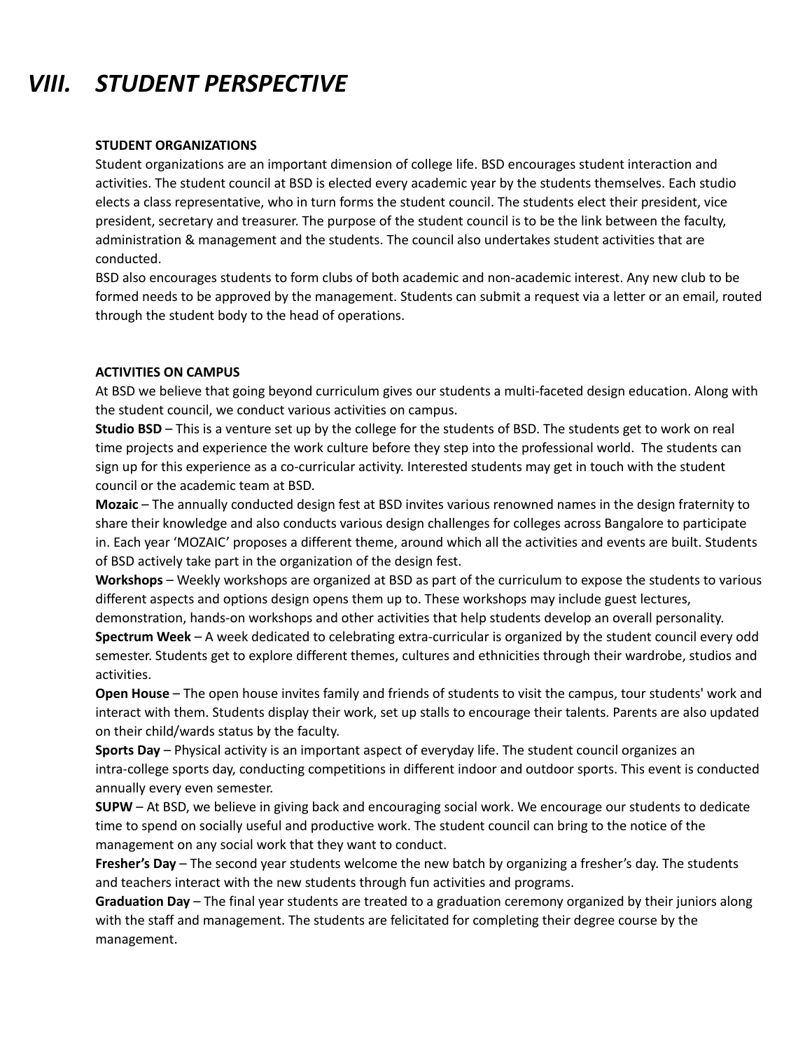# *VIII. STUDENT PERSPECTIVE*

**STUDENT ORGANIZATIONS**

Student organizations are an important dimension of college life. BSD encourages student interaction and activities. The student council at BSD is elected every academic year by the students themselves. Each studio elects a class representative, who in turn forms the student council. The students elect their president, vice president, secretary and treasurer. The purpose of the student council is to be the link between the faculty, administration & management and the students. The council also undertakes student activities that are conducted.

BSD also encourages students to form clubs of both academic and non-academic interest. Any new club to be formed needs to be approved by the management. Students can submit a request via a letter or an email, routed through the student body to the head of operations.

**ACTIVITIES ON CAMPUS**

At BSD we believe that going beyond curriculum gives our students a multi-faceted design education. Along with the student council, we conduct various activities on campus.

**Studio BSD** – This is a venture set up by the college for the students of BSD. The students get to work on real time projects and experience the work culture before they step into the professional world. The students can sign up for this experience as a co-curricular activity. Interested students may get in touch with the student council or the academic team at BSD.

**Mozaic** – The annually conducted design fest at BSD invites various renowned names in the design fraternity to share their knowledge and also conducts various design challenges for colleges across Bangalore to participate in. Each year 'MOZAIC' proposes a different theme, around which all the activities and events are built. Students of BSD actively take part in the organization of the design fest.

**Workshops** – Weekly workshops are organized at BSD as part of the curriculum to expose the students to various different aspects and options design opens them up to. These workshops may include guest lectures, demonstration, hands-on workshops and other activities that help students develop an overall personality.

**Spectrum Week** – A week dedicated to celebrating extra-curricular is organized by the student council every odd semester. Students get to explore different themes, cultures and ethnicities through their wardrobe, studios and activities.

**Open House** – The open house invites family and friends of students to visit the campus, tour students' work and interact with them. Students display their work, set up stalls to encourage their talents. Parents are also updated on their child/wards status by the faculty.

**Sports Day** – Physical activity is an important aspect of everyday life. The student council organizes an intra-college sports day, conducting competitions in different indoor and outdoor sports. This event is conducted annually every even semester.

**SUPW** – At BSD, we believe in giving back and encouraging social work. We encourage our students to dedicate time to spend on socially useful and productive work. The student council can bring to the notice of the management on any social work that they want to conduct.

**Fresher's Day** – The second year students welcome the new batch by organizing a fresher's day. The students and teachers interact with the new students through fun activities and programs.

**Graduation Day** – The final year students are treated to a graduation ceremony organized by their juniors along with the staff and management. The students are felicitated for completing their degree course by the management.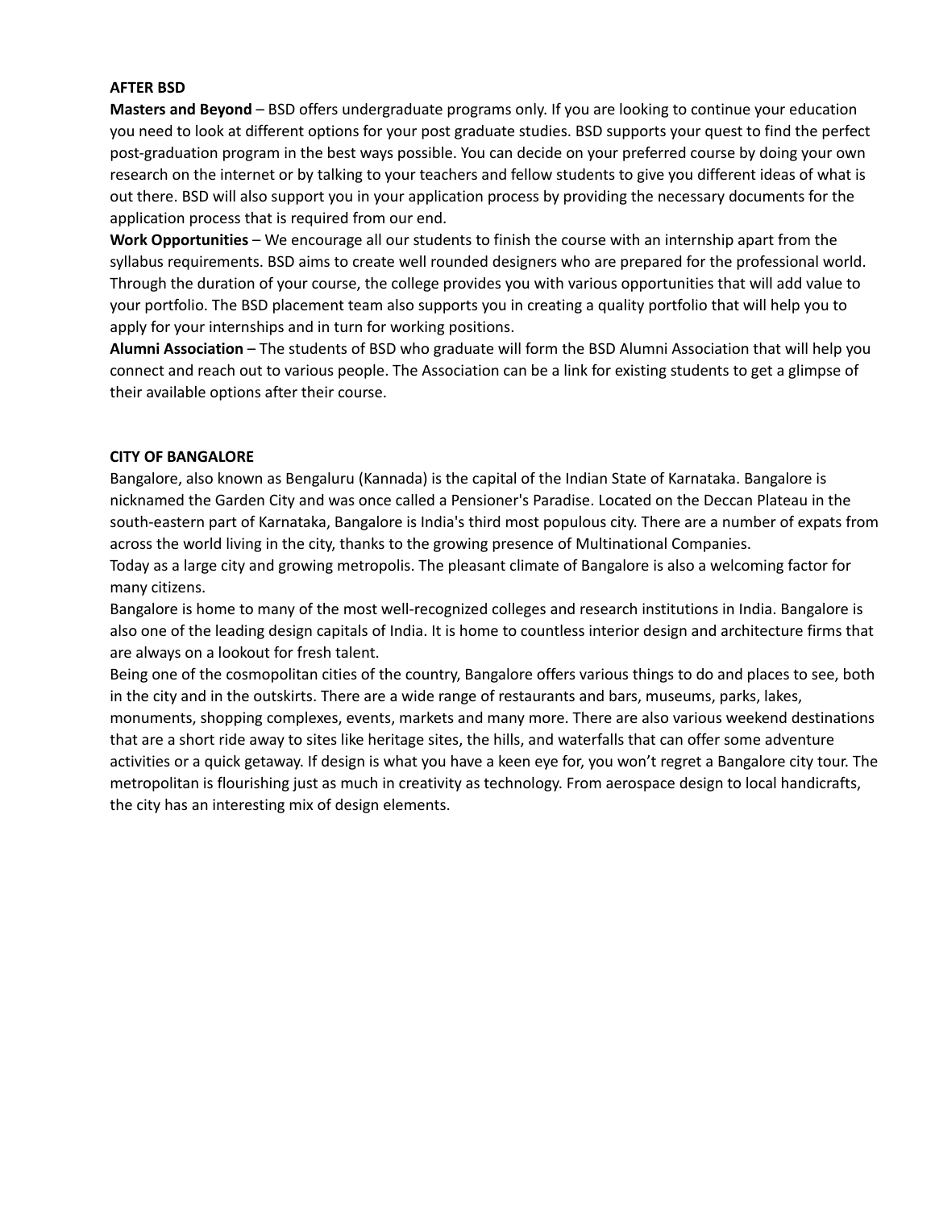## AFTER BSD

**Masters and Beyond** – BSD offers undergraduate programs only. If you are looking to continue your education you need to look at different options for your post graduate studies. BSD supports your quest to find the perfect post-graduation program in the best ways possible. You can decide on your preferred course by doing your own research on the internet or by talking to your teachers and fellow students to give you different ideas of what is out there. BSD will also support you in your application process by providing the necessary documents for the application process that is required from our end.

**Work Opportunities** – We encourage all our students to finish the course with an internship apart from the syllabus requirements. BSD aims to create well rounded designers who are prepared for the professional world. Through the duration of your course, the college provides you with various opportunities that will add value to your portfolio. The BSD placement team also supports you in creating a quality portfolio that will help you to apply for your internships and in turn for working positions.

**Alumni Association** – The students of BSD who graduate will form the BSD Alumni Association that will help you connect and reach out to various people. The Association can be a link for existing students to get a glimpse of their available options after their course.

## CITY OF BANGALORE

Bangalore, also known as Bengaluru (Kannada) is the capital of the Indian State of Karnataka. Bangalore is nicknamed the Garden City and was once called a Pensioner's Paradise. Located on the Deccan Plateau in the south-eastern part of Karnataka, Bangalore is India's third most populous city. There are a number of expats from across the world living in the city, thanks to the growing presence of Multinational Companies.

Today as a large city and growing metropolis. The pleasant climate of Bangalore is also a welcoming factor for many citizens.

Bangalore is home to many of the most well-recognized colleges and research institutions in India. Bangalore is also one of the leading design capitals of India. It is home to countless interior design and architecture firms that are always on a lookout for fresh talent.

Being one of the cosmopolitan cities of the country, Bangalore offers various things to do and places to see, both in the city and in the outskirts. There are a wide range of restaurants and bars, museums, parks, lakes, monuments, shopping complexes, events, markets and many more. There are also various weekend destinations that are a short ride away to sites like heritage sites, the hills, and waterfalls that can offer some adventure activities or a quick getaway. If design is what you have a keen eye for, you won't regret a Bangalore city tour. The metropolitan is flourishing just as much in creativity as technology. From aerospace design to local handicrafts, the city has an interesting mix of design elements.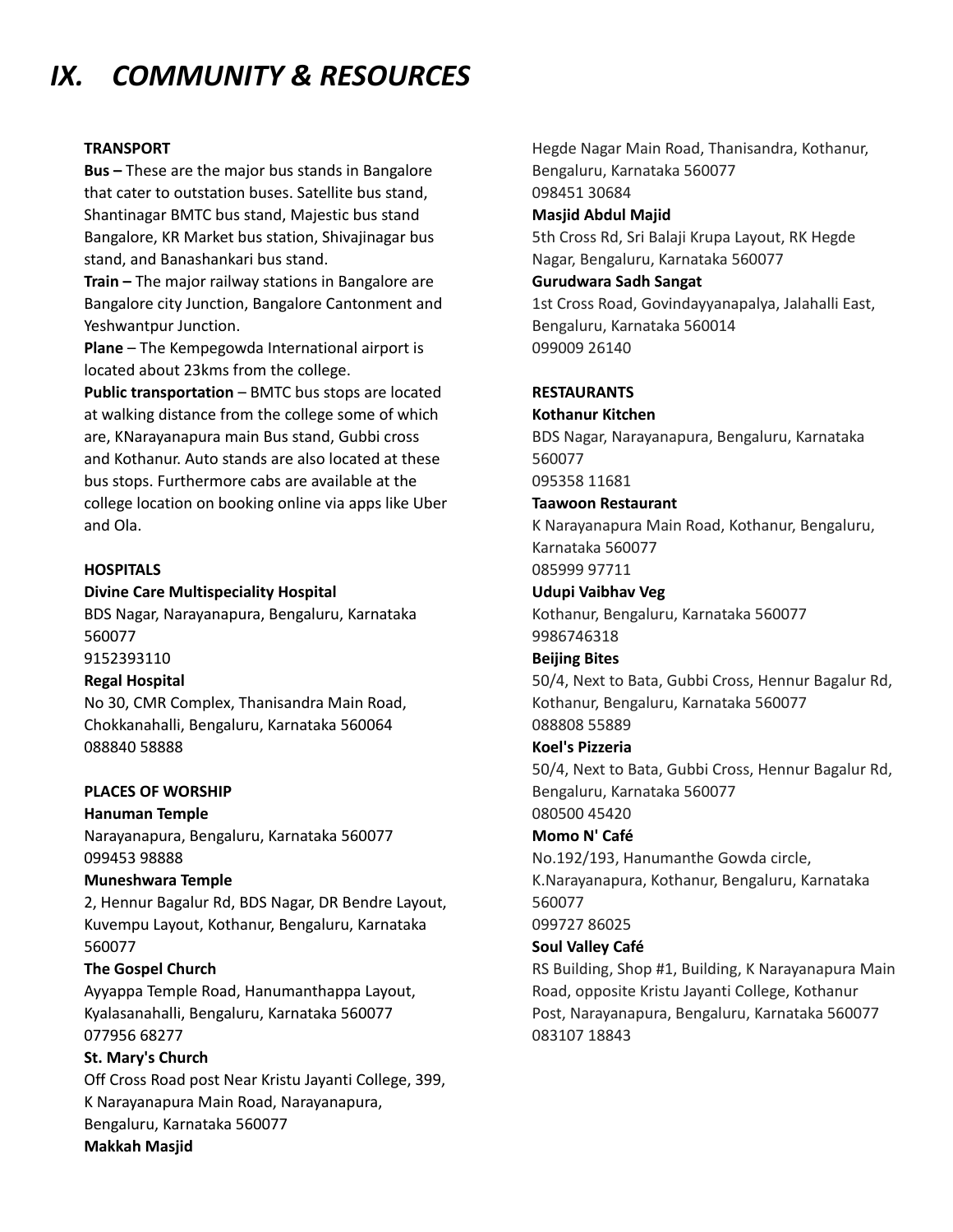# IX. COMMUNITY & RESOURCES

**TRANSPORT**

**Bus –** These are the major bus stands in Bangalore that cater to outstation buses. Satellite bus stand, Shantinagar BMTC bus stand, Majestic bus stand Bangalore, KR Market bus station, Shivajinagar bus stand, and Banashankari bus stand.

**Train –** The major railway stations in Bangalore are Bangalore city Junction, Bangalore Cantonment and Yeshwantpur Junction.

**Plane** – The Kempegowda International airport is located about 23kms from the college.

**Public transportation** – BMTC bus stops are located at walking distance from the college some of which are, KNarayanapura main Bus stand, Gubbi cross and Kothanur. Auto stands are also located at these bus stops. Furthermore cabs are available at the college location on booking online via apps like Uber and Ola.

**HOSPITALS**

**Divine Care Multispeciality Hospital**
BDS Nagar, Narayanapura, Bengaluru, Karnataka 560077
9152393110

**Regal Hospital**
No 30, CMR Complex, Thanisandra Main Road, Chokkanahalli, Bengaluru, Karnataka 560064
088840 58888

**PLACES OF WORSHIP**

**Hanuman Temple**
Narayanapura, Bengaluru, Karnataka 560077
099453 98888

**Muneshwara Temple**
2, Hennur Bagalur Rd, BDS Nagar, DR Bendre Layout, Kuvempu Layout, Kothanur, Bengaluru, Karnataka 560077

**The Gospel Church**
Ayyappa Temple Road, Hanumanthappa Layout, Kyalasanahalli, Bengaluru, Karnataka 560077
077956 68277

**St. Mary's Church**
Off Cross Road post Near Kristu Jayanti College, 399, K Narayanapura Main Road, Narayanapura, Bengaluru, Karnataka 560077

**Makkah Masjid**
Hegde Nagar Main Road, Thanisandra, Kothanur, Bengaluru, Karnataka 560077
098451 30684

**Masjid Abdul Majid**
5th Cross Rd, Sri Balaji Krupa Layout, RK Hegde Nagar, Bengaluru, Karnataka 560077

**Gurudwara Sadh Sangat**
1st Cross Road, Govindayyanapalya, Jalahalli East, Bengaluru, Karnataka 560014
099009 26140

**RESTAURANTS**

**Kothanur Kitchen**
BDS Nagar, Narayanapura, Bengaluru, Karnataka 560077
095358 11681

**Taawoon Restaurant**
K Narayanapura Main Road, Kothanur, Bengaluru, Karnataka 560077
085999 97711

**Udupi Vaibhav Veg**
Kothanur, Bengaluru, Karnataka 560077
9986746318

**Beijing Bites**
50/4, Next to Bata, Gubbi Cross, Hennur Bagalur Rd, Kothanur, Bengaluru, Karnataka 560077
088808 55889

**Koel's Pizzeria**
50/4, Next to Bata, Gubbi Cross, Hennur Bagalur Rd, Bengaluru, Karnataka 560077
080500 45420

**Momo N' Café**
No.192/193, Hanumanthe Gowda circle, K.Narayanapura, Kothanur, Bengaluru, Karnataka 560077
099727 86025

**Soul Valley Café**
RS Building, Shop #1, Building, K Narayanapura Main Road, opposite Kristu Jayanti College, Kothanur Post, Narayanapura, Bengaluru, Karnataka 560077
083107 18843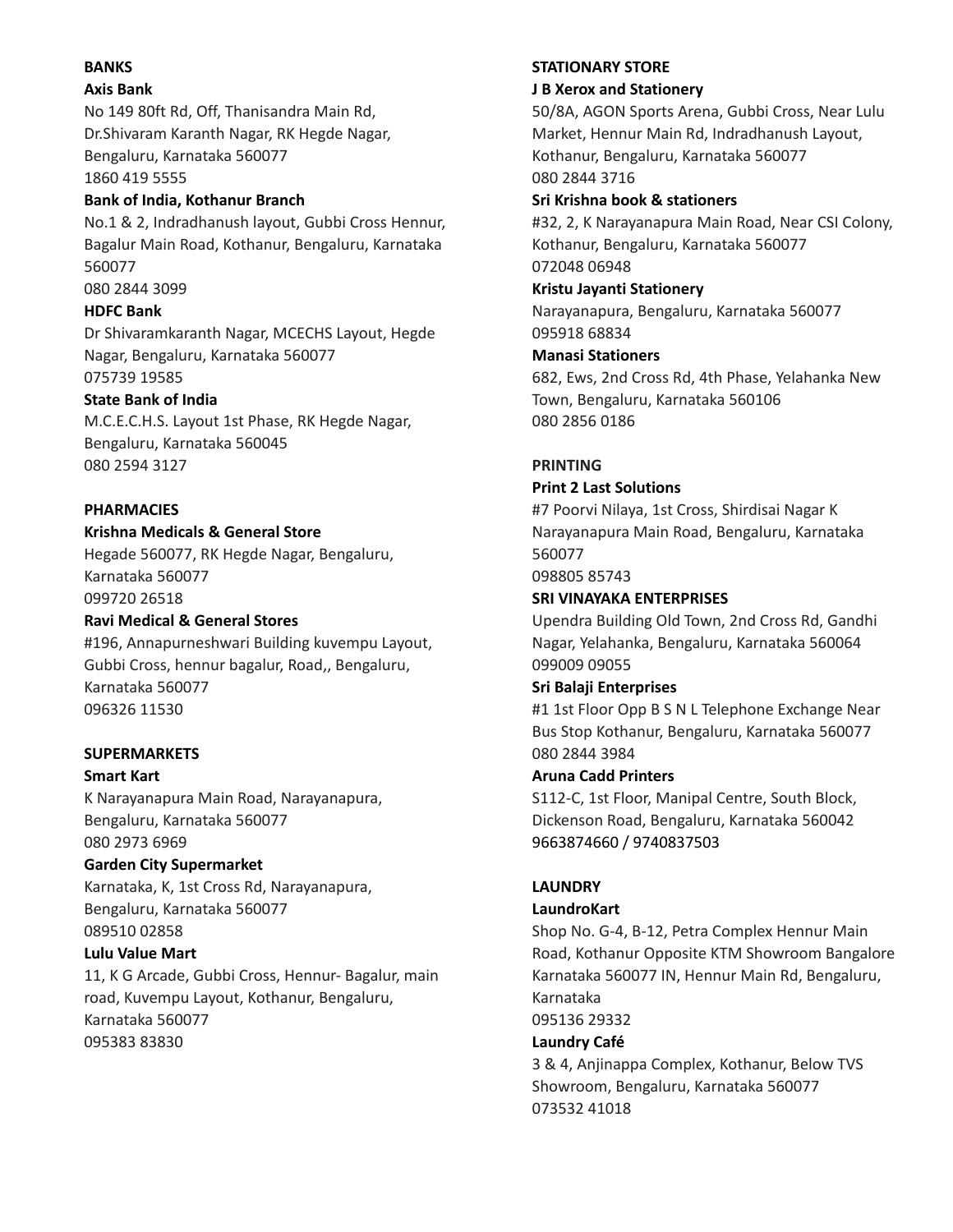## BANKS

**Axis Bank**
No 149 80ft Rd, Off, Thanisandra Main Rd, Dr.Shivaram Karanth Nagar, RK Hegde Nagar, Bengaluru, Karnataka 560077
1860 419 5555

**Bank of India, Kothanur Branch**
No.1 & 2, Indradhanush layout, Gubbi Cross Hennur, Bagalur Main Road, Kothanur, Bengaluru, Karnataka 560077
080 2844 3099

**HDFC Bank**
Dr Shivaramkaranth Nagar, MCECHS Layout, Hegde Nagar, Bengaluru, Karnataka 560077
075739 19585

**State Bank of India**
M.C.E.C.H.S. Layout 1st Phase, RK Hegde Nagar, Bengaluru, Karnataka 560045
080 2594 3127

## PHARMACIES

**Krishna Medicals & General Store**
Hegade 560077, RK Hegde Nagar, Bengaluru, Karnataka 560077
099720 26518

**Ravi Medical & General Stores**
#196, Annapurneshwari Building kuvempu Layout, Gubbi Cross, hennur bagalur, Road,, Bengaluru, Karnataka 560077
096326 11530

## SUPERMARKETS

**Smart Kart**
K Narayanapura Main Road, Narayanapura, Bengaluru, Karnataka 560077
080 2973 6969

**Garden City Supermarket**
Karnataka, K, 1st Cross Rd, Narayanapura, Bengaluru, Karnataka 560077
089510 02858

**Lulu Value Mart**
11, K G Arcade, Gubbi Cross, Hennur- Bagalur, main road, Kuvempu Layout, Kothanur, Bengaluru, Karnataka 560077
095383 83830

## STATIONARY STORE

**J B Xerox and Stationery**
50/8A, AGON Sports Arena, Gubbi Cross, Near Lulu Market, Hennur Main Rd, Indradhanush Layout, Kothanur, Bengaluru, Karnataka 560077
080 2844 3716

**Sri Krishna book & stationers**
#32, 2, K Narayanapura Main Road, Near CSI Colony, Kothanur, Bengaluru, Karnataka 560077
072048 06948

**Kristu Jayanti Stationery**
Narayanapura, Bengaluru, Karnataka 560077
095918 68834

**Manasi Stationers**
682, Ews, 2nd Cross Rd, 4th Phase, Yelahanka New Town, Bengaluru, Karnataka 560106
080 2856 0186

## PRINTING

**Print 2 Last Solutions**
#7 Poorvi Nilaya, 1st Cross, Shirdisai Nagar K Narayanapura Main Road, Bengaluru, Karnataka 560077
098805 85743

**SRI VINAYAKA ENTERPRISES**
Upendra Building Old Town, 2nd Cross Rd, Gandhi Nagar, Yelahanka, Bengaluru, Karnataka 560064
099009 09055

**Sri Balaji Enterprises**
#1 1st Floor Opp B S N L Telephone Exchange Near Bus Stop Kothanur, Bengaluru, Karnataka 560077
080 2844 3984

**Aruna Cadd Printers**
S112-C, 1st Floor, Manipal Centre, South Block, Dickenson Road, Bengaluru, Karnataka 560042
9663874660 / 9740837503

## LAUNDRY

**LaundroKart**
Shop No. G-4, B-12, Petra Complex Hennur Main Road, Kothanur Opposite KTM Showroom Bangalore Karnataka 560077 IN, Hennur Main Rd, Bengaluru, Karnataka
095136 29332

**Laundry Café**
3 & 4, Anjinappa Complex, Kothanur, Below TVS Showroom, Bengaluru, Karnataka 560077
073532 41018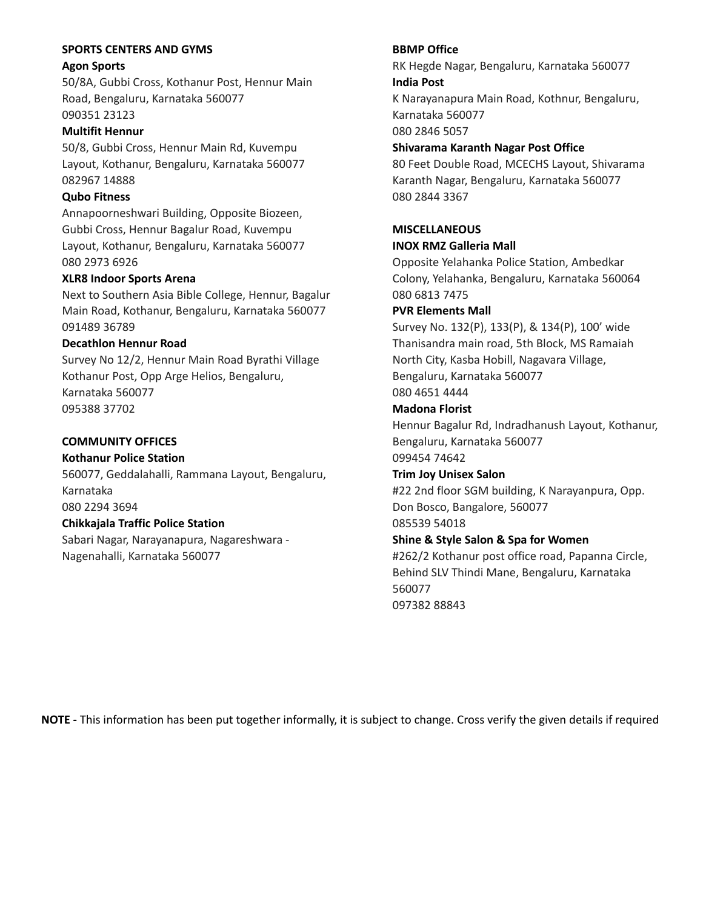## SPORTS CENTERS AND GYMS

**Agon Sports**
50/8A, Gubbi Cross, Kothanur Post, Hennur Main Road, Bengaluru, Karnataka 560077
090351 23123

**Multifit Hennur**
50/8, Gubbi Cross, Hennur Main Rd, Kuvempu Layout, Kothanur, Bengaluru, Karnataka 560077
082967 14888

**Qubo Fitness**
Annapoorneshwari Building, Opposite Biozeen, Gubbi Cross, Hennur Bagalur Road, Kuvempu Layout, Kothanur, Bengaluru, Karnataka 560077
080 2973 6926

**XLR8 Indoor Sports Arena**
Next to Southern Asia Bible College, Hennur, Bagalur Main Road, Kothanur, Bengaluru, Karnataka 560077
091489 36789

**Decathlon Hennur Road**
Survey No 12/2, Hennur Main Road Byrathi Village Kothanur Post, Opp Arge Helios, Bengaluru, Karnataka 560077
095388 37702

## COMMUNITY OFFICES

**Kothanur Police Station**
560077, Geddalahalli, Rammana Layout, Bengaluru, Karnataka
080 2294 3694

**Chikkajala Traffic Police Station**
Sabari Nagar, Narayanapura, Nagareshwara - Nagenahalli, Karnataka 560077

**BBMP Office**
RK Hegde Nagar, Bengaluru, Karnataka 560077

**India Post**
K Narayanapura Main Road, Kothnur, Bengaluru, Karnataka 560077
080 2846 5057

**Shivarama Karanth Nagar Post Office**
80 Feet Double Road, MCECHS Layout, Shivarama Karanth Nagar, Bengaluru, Karnataka 560077
080 2844 3367

## MISCELLANEOUS

**INOX RMZ Galleria Mall**
Opposite Yelahanka Police Station, Ambedkar Colony, Yelahanka, Bengaluru, Karnataka 560064
080 6813 7475

**PVR Elements Mall**
Survey No. 132(P), 133(P), & 134(P), 100' wide Thanisandra main road, 5th Block, MS Ramaiah North City, Kasba Hobill, Nagavara Village, Bengaluru, Karnataka 560077
080 4651 4444

**Madona Florist**
Hennur Bagalur Rd, Indradhanush Layout, Kothanur, Bengaluru, Karnataka 560077
099454 74642

**Trim Joy Unisex Salon**
#22 2nd floor SGM building, K Narayanpura, Opp. Don Bosco, Bangalore, 560077
085539 54018

**Shine & Style Salon & Spa for Women**
#262/2 Kothanur post office road, Papanna Circle, Behind SLV Thindi Mane, Bengaluru, Karnataka 560077
097382 88843

**NOTE -** This information has been put together informally, it is subject to change. Cross verify the given details if required